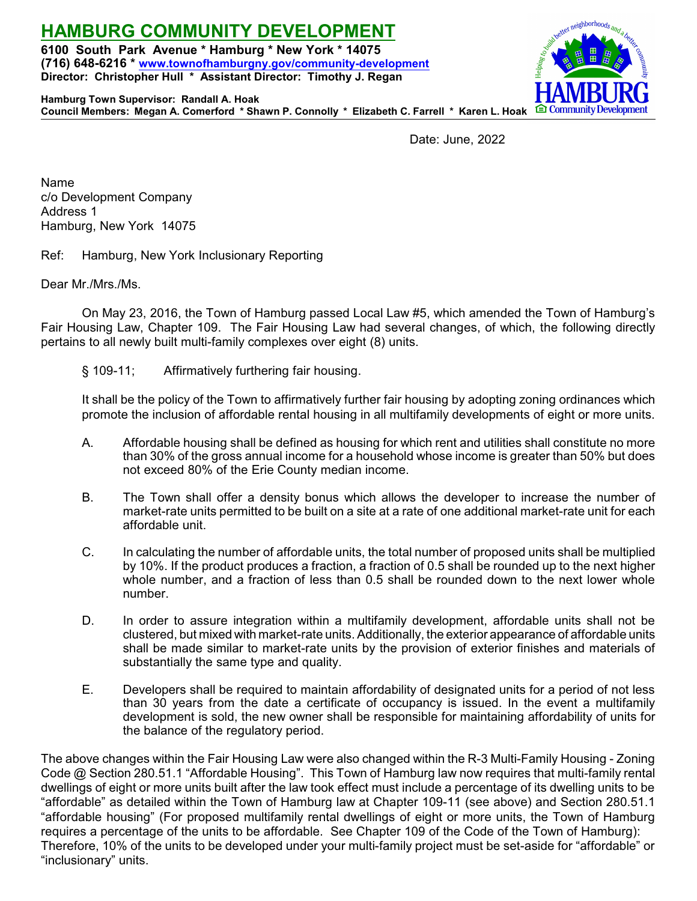# HAMBURG COMMUNITY DEVELOPMENT

**6100 South Park Avenue * Hamburg * New York * 14075**
**(716) 648-6216 * www.townofhamburgny.gov/community-development**
**Director: Christopher Hull * Assistant Director: Timothy J. Regan**

**Hamburg Town Supervisor: Randall A. Hoak**
**Council Members: Megan A. Comerford * Shawn P. Connolly * Elizabeth C. Farrell * Karen L. Hoak**

Date: June, 2022

Name
c/o Development Company
Address 1
Hamburg, New York 14075

Ref: Hamburg, New York Inclusionary Reporting

Dear Mr./Mrs./Ms.

On May 23, 2016, the Town of Hamburg passed Local Law #5, which amended the Town of Hamburg's Fair Housing Law, Chapter 109. The Fair Housing Law had several changes, of which, the following directly pertains to all newly built multi-family complexes over eight (8) units.

§ 109-11; Affirmatively furthering fair housing.

It shall be the policy of the Town to affirmatively further fair housing by adopting zoning ordinances which promote the inclusion of affordable rental housing in all multifamily developments of eight or more units.

A. Affordable housing shall be defined as housing for which rent and utilities shall constitute no more than 30% of the gross annual income for a household whose income is greater than 50% but does not exceed 80% of the Erie County median income.

B. The Town shall offer a density bonus which allows the developer to increase the number of market-rate units permitted to be built on a site at a rate of one additional market-rate unit for each affordable unit.

C. In calculating the number of affordable units, the total number of proposed units shall be multiplied by 10%. If the product produces a fraction, a fraction of 0.5 shall be rounded up to the next higher whole number, and a fraction of less than 0.5 shall be rounded down to the next lower whole number.

D. In order to assure integration within a multifamily development, affordable units shall not be clustered, but mixed with market-rate units. Additionally, the exterior appearance of affordable units shall be made similar to market-rate units by the provision of exterior finishes and materials of substantially the same type and quality.

E. Developers shall be required to maintain affordability of designated units for a period of not less than 30 years from the date a certificate of occupancy is issued. In the event a multifamily development is sold, the new owner shall be responsible for maintaining affordability of units for the balance of the regulatory period.

The above changes within the Fair Housing Law were also changed within the R-3 Multi-Family Housing - Zoning Code @ Section 280.51.1 "Affordable Housing". This Town of Hamburg law now requires that multi-family rental dwellings of eight or more units built after the law took effect must include a percentage of its dwelling units to be "affordable" as detailed within the Town of Hamburg law at Chapter 109-11 (see above) and Section 280.51.1 "affordable housing" (For proposed multifamily rental dwellings of eight or more units, the Town of Hamburg requires a percentage of the units to be affordable. See Chapter 109 of the Code of the Town of Hamburg): Therefore, 10% of the units to be developed under your multi-family project must be set-aside for "affordable" or "inclusionary" units.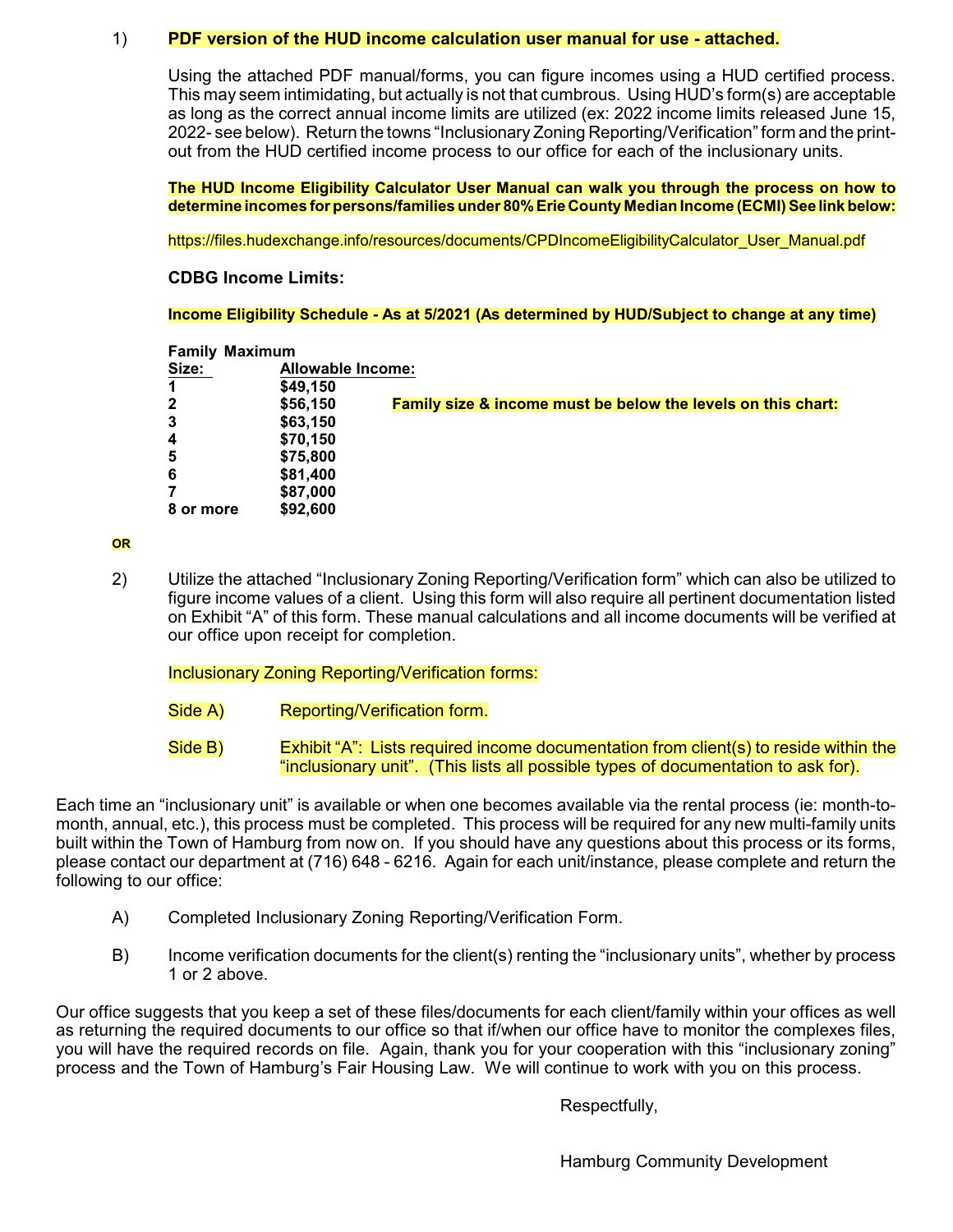1) **PDF version of the HUD income calculation user manual for use - attached.**

Using the attached PDF manual/forms, you can figure incomes using a HUD certified process. This may seem intimidating, but actually is not that cumbrous. Using HUD's form(s) are acceptable as long as the correct annual income limits are utilized (ex: 2022 income limits released June 15, 2022- see below). Return the towns "Inclusionary Zoning Reporting/Verification" form and the print-out from the HUD certified income process to our office for each of the inclusionary units.

**The HUD Income Eligibility Calculator User Manual can walk you through the process on how to determine incomes for persons/families under 80% Erie County Median Income (ECMI) See link below:**

https://files.hudexchange.info/resources/documents/CPDIncomeEligibilityCalculator_User_Manual.pdf

**CDBG Income Limits:**

**Income Eligibility Schedule - As at 5/2021 (As determined by HUD/Subject to change at any time)**

| **Family Size:** | **Maximum Allowable Income:** |
|---|---|
| **1** | **$49,150** |
| **2** | **$56,150** |
| **3** | **$63,150** |
| **4** | **$70,150** |
| **5** | **$75,800** |
| **6** | **$81,400** |
| **7** | **$87,000** |
| **8 or more** | **$92,600** |

**Family size & income must be below the levels on this chart:**

**OR**

2) Utilize the attached "Inclusionary Zoning Reporting/Verification form" which can also be utilized to figure income values of a client. Using this form will also require all pertinent documentation listed on Exhibit "A" of this form. These manual calculations and all income documents will be verified at our office upon receipt for completion.

Inclusionary Zoning Reporting/Verification forms:

Side A) Reporting/Verification form.

Side B) Exhibit "A": Lists required income documentation from client(s) to reside within the "inclusionary unit". (This lists all possible types of documentation to ask for).

Each time an "inclusionary unit" is available or when one becomes available via the rental process (ie: month-to-month, annual, etc.), this process must be completed. This process will be required for any new multi-family units built within the Town of Hamburg from now on. If you should have any questions about this process or its forms, please contact our department at (716) 648 - 6216. Again for each unit/instance, please complete and return the following to our office:

A) Completed Inclusionary Zoning Reporting/Verification Form.

B) Income verification documents for the client(s) renting the "inclusionary units", whether by process 1 or 2 above.

Our office suggests that you keep a set of these files/documents for each client/family within your offices as well as returning the required documents to our office so that if/when our office have to monitor the complexes files, you will have the required records on file. Again, thank you for your cooperation with this "inclusionary zoning" process and the Town of Hamburg's Fair Housing Law. We will continue to work with you on this process.

Respectfully,

Hamburg Community Development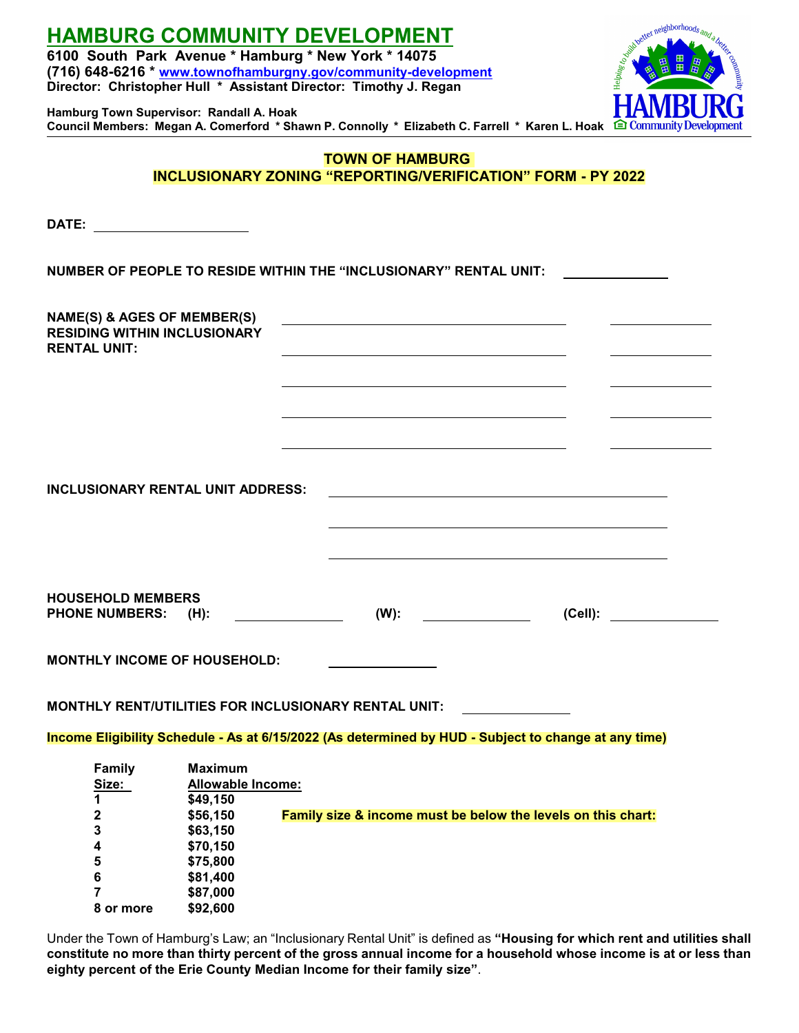# HAMBURG COMMUNITY DEVELOPMENT

**6100 South Park Avenue * Hamburg * New York * 14075**
**(716) 648-6216 * [www.townofhamburgny.gov/community-development](http://www.townofhamburgny.gov/community-development)**
**Director: Christopher Hull * Assistant Director: Timothy J. Regan**

**Hamburg Town Supervisor: Randall A. Hoak**
**Council Members: Megan A. Comerford * Shawn P. Connolly * Elizabeth C. Farrell * Karen L. Hoak**

## TOWN OF HAMBURG
## INCLUSIONARY ZONING "REPORTING/VERIFICATION" FORM - PY 2022

**DATE:** ____________________

**NUMBER OF PEOPLE TO RESIDE WITHIN THE "INCLUSIONARY" RENTAL UNIT:** ____________

**NAME(S) & AGES OF MEMBER(S) RESIDING WITHIN INCLUSIONARY RENTAL UNIT:**

____________________________________ ____________

____________________________________ ____________

____________________________________ ____________

____________________________________ ____________

____________________________________ ____________

**INCLUSIONARY RENTAL UNIT ADDRESS:** ____________________________________

____________________________________

____________________________________

**HOUSEHOLD MEMBERS PHONE NUMBERS: (H):** ____________ **(W):** ____________ **(Cell):** ____________

**MONTHLY INCOME OF HOUSEHOLD:** ____________

**MONTHLY RENT/UTILITIES FOR INCLUSIONARY RENTAL UNIT:** ____________

**Income Eligibility Schedule - As at 6/15/2022 (As determined by HUD - Subject to change at any time)**

**Family size & income must be below the levels on this chart:**

| Family Size: | Maximum Allowable Income: |
|---|---|
| 1 | $49,150 |
| 2 | $56,150 |
| 3 | $63,150 |
| 4 | $70,150 |
| 5 | $75,800 |
| 6 | $81,400 |
| 7 | $87,000 |
| 8 or more | $92,600 |

Under the Town of Hamburg's Law; an "Inclusionary Rental Unit" is defined as **"Housing for which rent and utilities shall constitute no more than thirty percent of the gross annual income for a household whose income is at or less than eighty percent of the Erie County Median Income for their family size"**.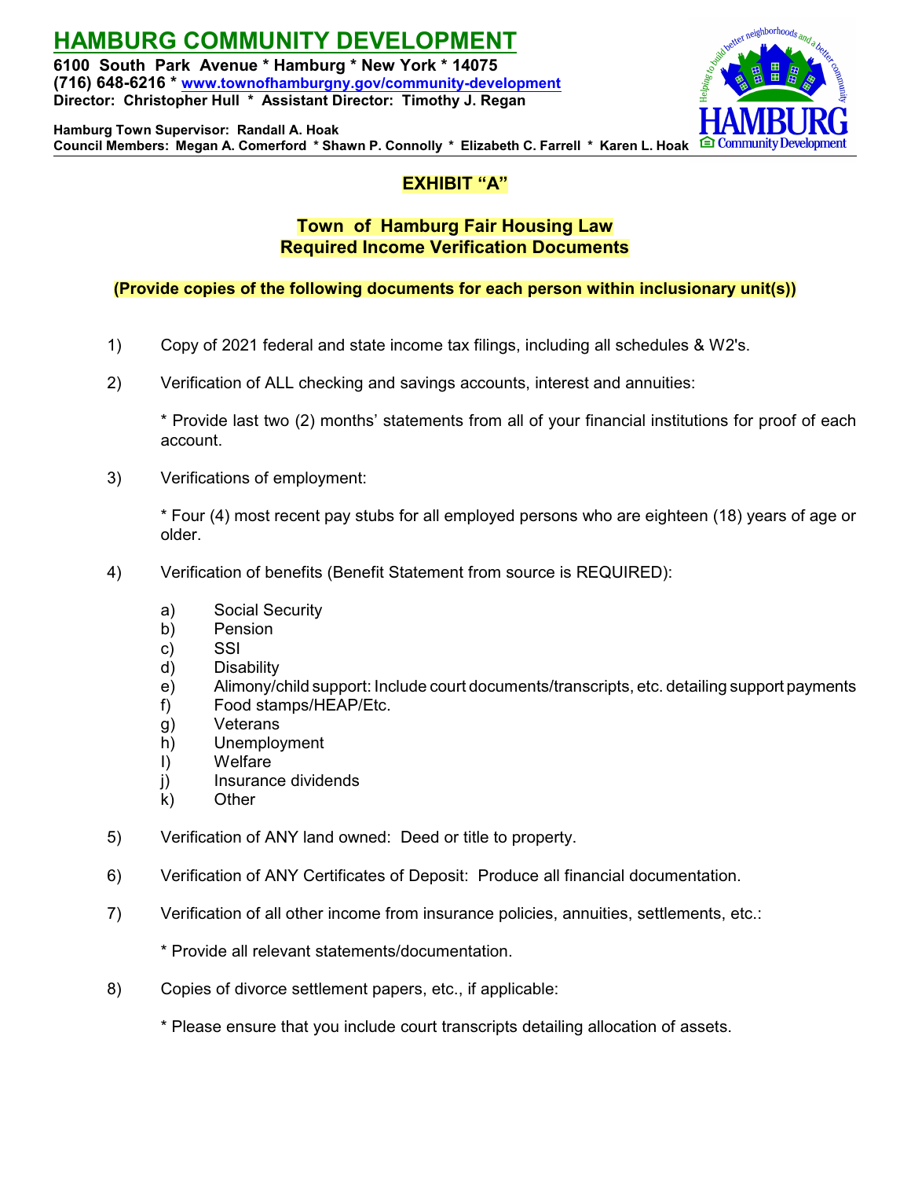# HAMBURG COMMUNITY DEVELOPMENT

**6100 South Park Avenue * Hamburg * New York * 14075**
**(716) 648-6216 * www.townofhamburgny.gov/community-development**
**Director: Christopher Hull * Assistant Director: Timothy J. Regan**

**Hamburg Town Supervisor: Randall A. Hoak**
**Council Members: Megan A. Comerford * Shawn P. Connolly * Elizabeth C. Farrell * Karen L. Hoak**

## EXHIBIT "A"

## Town of Hamburg Fair Housing Law
## Required Income Verification Documents

**(Provide copies of the following documents for each person within inclusionary unit(s))**

1) Copy of 2021 federal and state income tax filings, including all schedules & W2's.

2) Verification of ALL checking and savings accounts, interest and annuities:

   * Provide last two (2) months' statements from all of your financial institutions for proof of each account.

3) Verifications of employment:

   * Four (4) most recent pay stubs for all employed persons who are eighteen (18) years of age or older.

4) Verification of benefits (Benefit Statement from source is REQUIRED):

   a) Social Security
   b) Pension
   c) SSI
   d) Disability
   e) Alimony/child support: Include court documents/transcripts, etc. detailing support payments
   f) Food stamps/HEAP/Etc.
   g) Veterans
   h) Unemployment
   I) Welfare
   j) Insurance dividends
   k) Other

5) Verification of ANY land owned: Deed or title to property.

6) Verification of ANY Certificates of Deposit: Produce all financial documentation.

7) Verification of all other income from insurance policies, annuities, settlements, etc.:

   * Provide all relevant statements/documentation.

8) Copies of divorce settlement papers, etc., if applicable:

   * Please ensure that you include court transcripts detailing allocation of assets.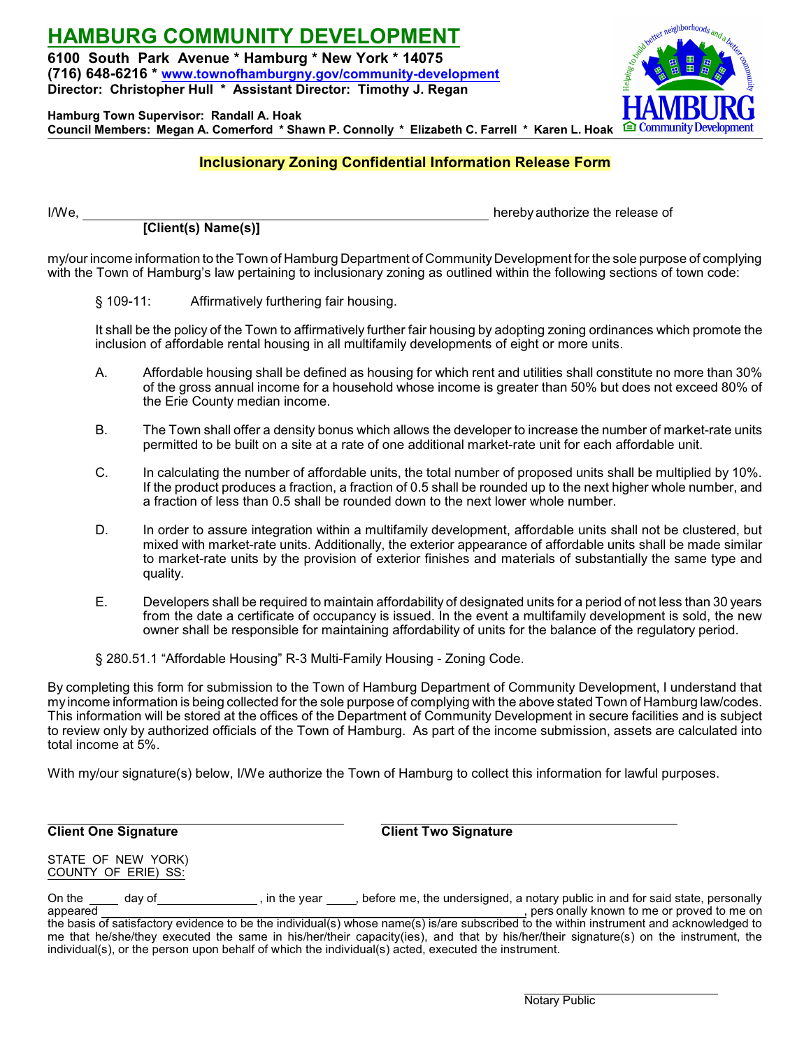# HAMBURG COMMUNITY DEVELOPMENT

**6100 South Park Avenue * Hamburg * New York * 14075**
**(716) 648-6216 * www.townofhamburgny.gov/community-development**
**Director: Christopher Hull * Assistant Director: Timothy J. Regan**

**Hamburg Town Supervisor: Randall A. Hoak**
**Council Members: Megan A. Comerford * Shawn P. Connolly * Elizabeth C. Farrell * Karen L. Hoak**

## Inclusionary Zoning Confidential Information Release Form

I/We, ________________________________________ hereby authorize the release of
**[Client(s) Name(s)]**

my/our income information to the Town of Hamburg Department of Community Development for the sole purpose of complying with the Town of Hamburg's law pertaining to inclusionary zoning as outlined within the following sections of town code:

§ 109-11: Affirmatively furthering fair housing.

It shall be the policy of the Town to affirmatively further fair housing by adopting zoning ordinances which promote the inclusion of affordable rental housing in all multifamily developments of eight or more units.

A. Affordable housing shall be defined as housing for which rent and utilities shall constitute no more than 30% of the gross annual income for a household whose income is greater than 50% but does not exceed 80% of the Erie County median income.

B. The Town shall offer a density bonus which allows the developer to increase the number of market-rate units permitted to be built on a site at a rate of one additional market-rate unit for each affordable unit.

C. In calculating the number of affordable units, the total number of proposed units shall be multiplied by 10%. If the product produces a fraction, a fraction of 0.5 shall be rounded up to the next higher whole number, and a fraction of less than 0.5 shall be rounded down to the next lower whole number.

D. In order to assure integration within a multifamily development, affordable units shall not be clustered, but mixed with market-rate units. Additionally, the exterior appearance of affordable units shall be made similar to market-rate units by the provision of exterior finishes and materials of substantially the same type and quality.

E. Developers shall be required to maintain affordability of designated units for a period of not less than 30 years from the date a certificate of occupancy is issued. In the event a multifamily development is sold, the new owner shall be responsible for maintaining affordability of units for the balance of the regulatory period.

§ 280.51.1 "Affordable Housing" R-3 Multi-Family Housing - Zoning Code.

By completing this form for submission to the Town of Hamburg Department of Community Development, I understand that my income information is being collected for the sole purpose of complying with the above stated Town of Hamburg law/codes. This information will be stored at the offices of the Department of Community Development in secure facilities and is subject to review only by authorized officials of the Town of Hamburg. As part of the income submission, assets are calculated into total income at 5%.

With my/our signature(s) below, I/We authorize the Town of Hamburg to collect this information for lawful purposes.

________________________________ ________________________________
**Client One Signature** **Client Two Signature**

STATE OF NEW YORK)
COUNTY OF ERIE) SS:

On the _____ day of _______________, in the year _____, before me, the undersigned, a notary public in and for said state, personally appeared ________________________________________, pers onally known to me or proved to me on the basis of satisfactory evidence to be the individual(s) whose name(s) is/are subscribed to the within instrument and acknowledged to me that he/she/they executed the same in his/her/their capacity(ies), and that by his/her/their signature(s) on the instrument, the individual(s), or the person upon behalf of which the individual(s) acted, executed the instrument.

________________________________
Notary Public